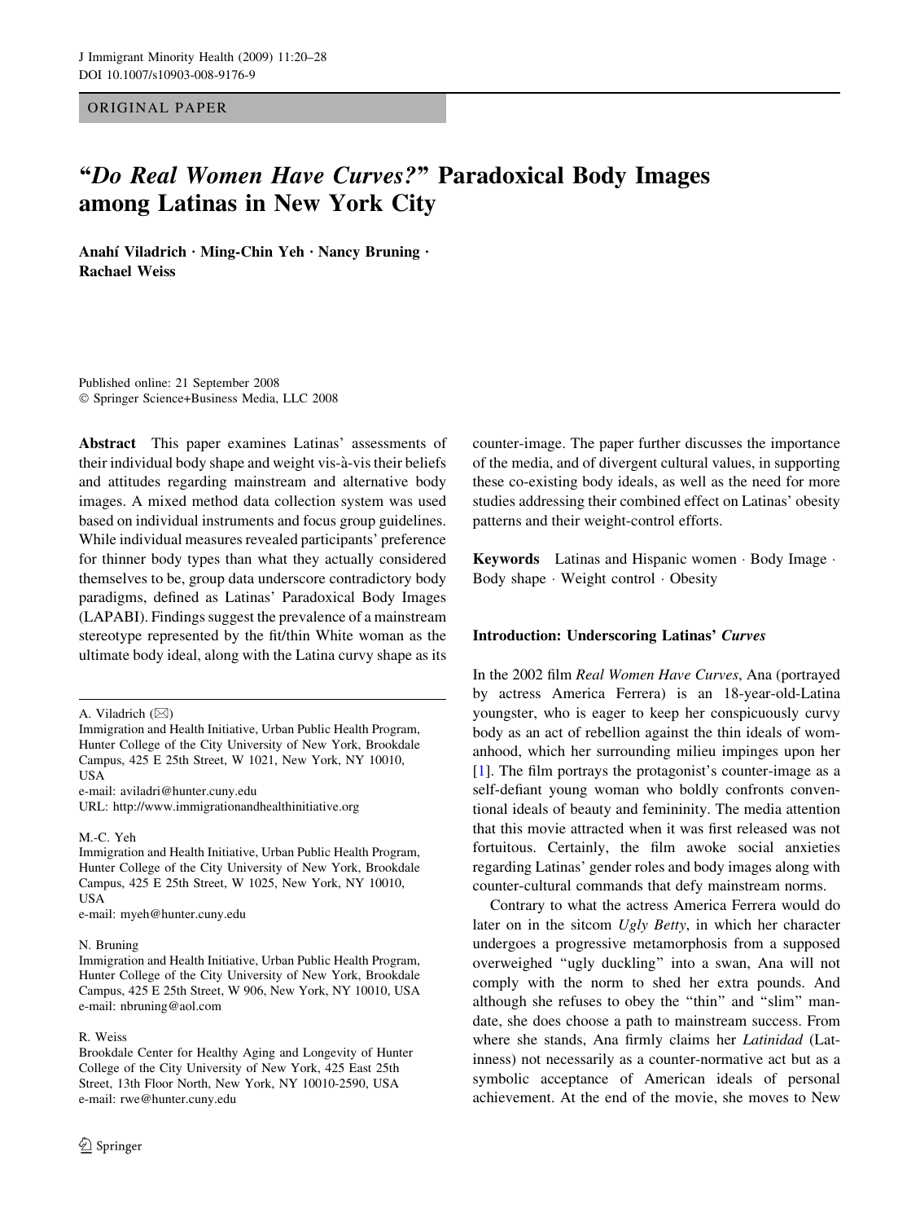ORIGINAL PAPER

# "*Do Real Women Have Curves?*" Paradoxical Body Images among Latinas in New York City

**Anahí Viladrich · Ming-Chin Yeh · Nancy Bruning · Rachael Weiss**

Published online: 21 September 2008
© Springer Science+Business Media, LLC 2008

**Abstract** This paper examines Latinas' assessments of their individual body shape and weight vis-à-vis their beliefs and attitudes regarding mainstream and alternative body images. A mixed method data collection system was used based on individual instruments and focus group guidelines. While individual measures revealed participants' preference for thinner body types than what they actually considered themselves to be, group data underscore contradictory body paradigms, defined as Latinas' Paradoxical Body Images (LAPABI). Findings suggest the prevalence of a mainstream stereotype represented by the fit/thin White woman as the ultimate body ideal, along with the Latina curvy shape as its counter-image. The paper further discusses the importance of the media, and of divergent cultural values, in supporting these co-existing body ideals, as well as the need for more studies addressing their combined effect on Latinas' obesity patterns and their weight-control efforts.

**Keywords** Latinas and Hispanic women · Body Image · Body shape · Weight control · Obesity

A. Viladrich (✉)
Immigration and Health Initiative, Urban Public Health Program, Hunter College of the City University of New York, Brookdale Campus, 425 E 25th Street, W 1021, New York, NY 10010, USA
e-mail: aviladri@hunter.cuny.edu
URL: http://www.immigrationandhealthinitiative.org

M.-C. Yeh
Immigration and Health Initiative, Urban Public Health Program, Hunter College of the City University of New York, Brookdale Campus, 425 E 25th Street, W 1025, New York, NY 10010, USA
e-mail: myeh@hunter.cuny.edu

N. Bruning
Immigration and Health Initiative, Urban Public Health Program, Hunter College of the City University of New York, Brookdale Campus, 425 E 25th Street, W 906, New York, NY 10010, USA
e-mail: nbruning@aol.com

R. Weiss
Brookdale Center for Healthy Aging and Longevity of Hunter College of the City University of New York, 425 East 25th Street, 13th Floor North, New York, NY 10010-2590, USA
e-mail: rwe@hunter.cuny.edu

## Introduction: Underscoring Latinas' *Curves*

In the 2002 film *Real Women Have Curves*, Ana (portrayed by actress America Ferrera) is an 18-year-old-Latina youngster, who is eager to keep her conspicuously curvy body as an act of rebellion against the thin ideals of womanhood, which her surrounding milieu impinges upon her [1]. The film portrays the protagonist's counter-image as a self-defiant young woman who boldly confronts conventional ideals of beauty and femininity. The media attention that this movie attracted when it was first released was not fortuitous. Certainly, the film awoke social anxieties regarding Latinas' gender roles and body images along with counter-cultural commands that defy mainstream norms.

Contrary to what the actress America Ferrera would do later on in the sitcom *Ugly Betty*, in which her character undergoes a progressive metamorphosis from a supposed overweighed "ugly duckling" into a swan, Ana will not comply with the norm to shed her extra pounds. And although she refuses to obey the "thin" and "slim" mandate, she does choose a path to mainstream success. From where she stands, Ana firmly claims her *Latinidad* (Latinness) not necessarily as a counter-normative act but as a symbolic acceptance of American ideals of personal achievement. At the end of the movie, she moves to New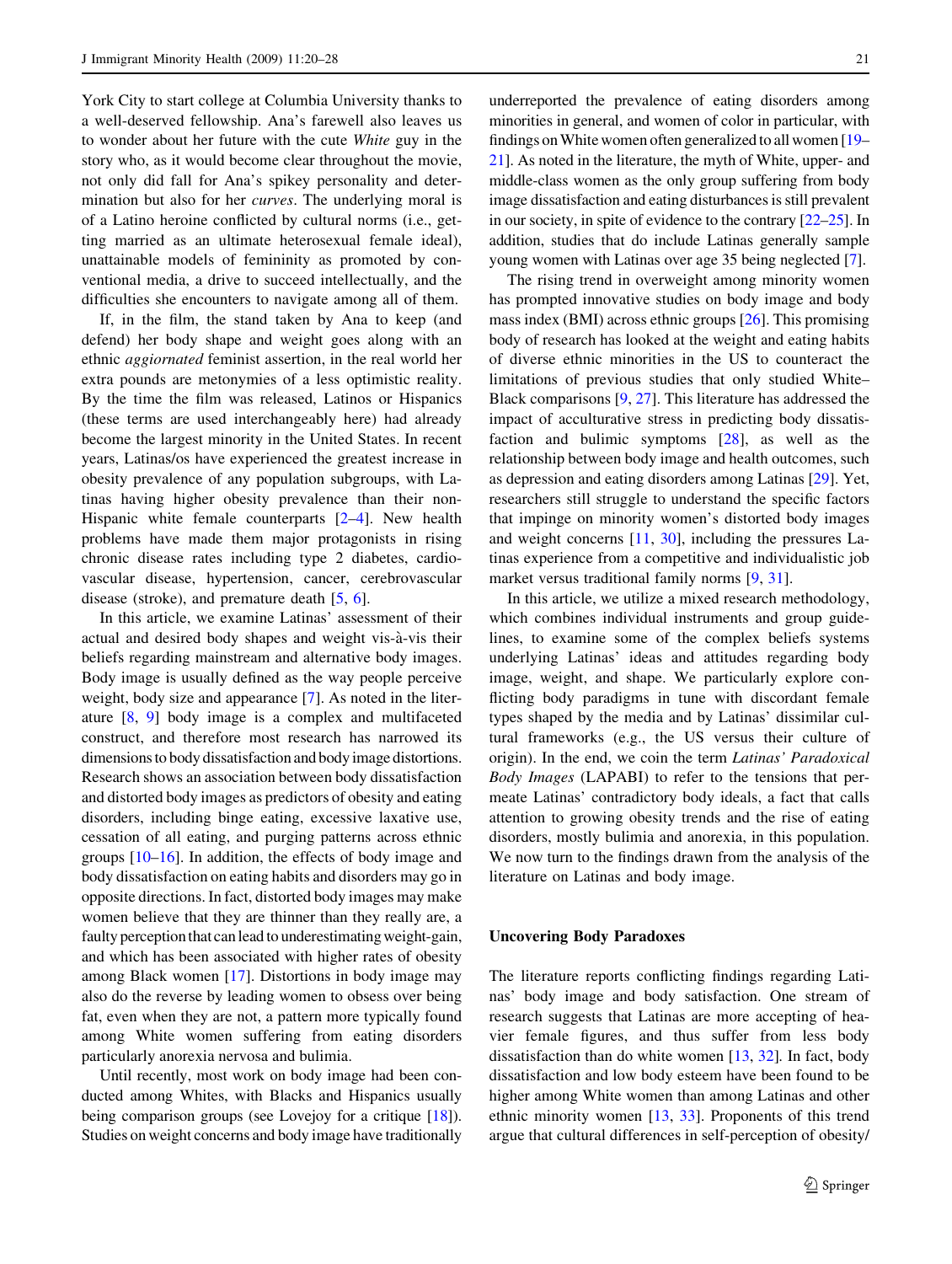York City to start college at Columbia University thanks to a well-deserved fellowship. Ana's farewell also leaves us to wonder about her future with the cute *White* guy in the story who, as it would become clear throughout the movie, not only did fall for Ana's spikey personality and determination but also for her *curves*. The underlying moral is of a Latino heroine conflicted by cultural norms (i.e., getting married as an ultimate heterosexual female ideal), unattainable models of femininity as promoted by conventional media, a drive to succeed intellectually, and the difficulties she encounters to navigate among all of them.

If, in the film, the stand taken by Ana to keep (and defend) her body shape and weight goes along with an ethnic *aggiornated* feminist assertion, in the real world her extra pounds are metonymies of a less optimistic reality. By the time the film was released, Latinos or Hispanics (these terms are used interchangeably here) had already become the largest minority in the United States. In recent years, Latinas/os have experienced the greatest increase in obesity prevalence of any population subgroups, with Latinas having higher obesity prevalence than their non-Hispanic white female counterparts [2–4]. New health problems have made them major protagonists in rising chronic disease rates including type 2 diabetes, cardiovascular disease, hypertension, cancer, cerebrovascular disease (stroke), and premature death [5, 6].

In this article, we examine Latinas' assessment of their actual and desired body shapes and weight vis-à-vis their beliefs regarding mainstream and alternative body images. Body image is usually defined as the way people perceive weight, body size and appearance [7]. As noted in the literature [8, 9] body image is a complex and multifaceted construct, and therefore most research has narrowed its dimensions to body dissatisfaction and body image distortions. Research shows an association between body dissatisfaction and distorted body images as predictors of obesity and eating disorders, including binge eating, excessive laxative use, cessation of all eating, and purging patterns across ethnic groups [10–16]. In addition, the effects of body image and body dissatisfaction on eating habits and disorders may go in opposite directions. In fact, distorted body images may make women believe that they are thinner than they really are, a faulty perception that can lead to underestimating weight-gain, and which has been associated with higher rates of obesity among Black women [17]. Distortions in body image may also do the reverse by leading women to obsess over being fat, even when they are not, a pattern more typically found among White women suffering from eating disorders particularly anorexia nervosa and bulimia.

Until recently, most work on body image had been conducted among Whites, with Blacks and Hispanics usually being comparison groups (see Lovejoy for a critique [18]). Studies on weight concerns and body image have traditionally underreported the prevalence of eating disorders among minorities in general, and women of color in particular, with findings on White women often generalized to all women [19–21]. As noted in the literature, the myth of White, upper- and middle-class women as the only group suffering from body image dissatisfaction and eating disturbances is still prevalent in our society, in spite of evidence to the contrary [22–25]. In addition, studies that do include Latinas generally sample young women with Latinas over age 35 being neglected [7].

The rising trend in overweight among minority women has prompted innovative studies on body image and body mass index (BMI) across ethnic groups [26]. This promising body of research has looked at the weight and eating habits of diverse ethnic minorities in the US to counteract the limitations of previous studies that only studied White–Black comparisons [9, 27]. This literature has addressed the impact of acculturative stress in predicting body dissatisfaction and bulimic symptoms [28], as well as the relationship between body image and health outcomes, such as depression and eating disorders among Latinas [29]. Yet, researchers still struggle to understand the specific factors that impinge on minority women's distorted body images and weight concerns [11, 30], including the pressures Latinas experience from a competitive and individualistic job market versus traditional family norms [9, 31].

In this article, we utilize a mixed research methodology, which combines individual instruments and group guidelines, to examine some of the complex beliefs systems underlying Latinas' ideas and attitudes regarding body image, weight, and shape. We particularly explore conflicting body paradigms in tune with discordant female types shaped by the media and by Latinas' dissimilar cultural frameworks (e.g., the US versus their culture of origin). In the end, we coin the term *Latinas' Paradoxical Body Images* (LAPABI) to refer to the tensions that permeate Latinas' contradictory body ideals, a fact that calls attention to growing obesity trends and the rise of eating disorders, mostly bulimia and anorexia, in this population. We now turn to the findings drawn from the analysis of the literature on Latinas and body image.

## Uncovering Body Paradoxes

The literature reports conflicting findings regarding Latinas' body image and body satisfaction. One stream of research suggests that Latinas are more accepting of heavier female figures, and thus suffer from less body dissatisfaction than do white women [13, 32]. In fact, body dissatisfaction and low body esteem have been found to be higher among White women than among Latinas and other ethnic minority women [13, 33]. Proponents of this trend argue that cultural differences in self-perception of obesity/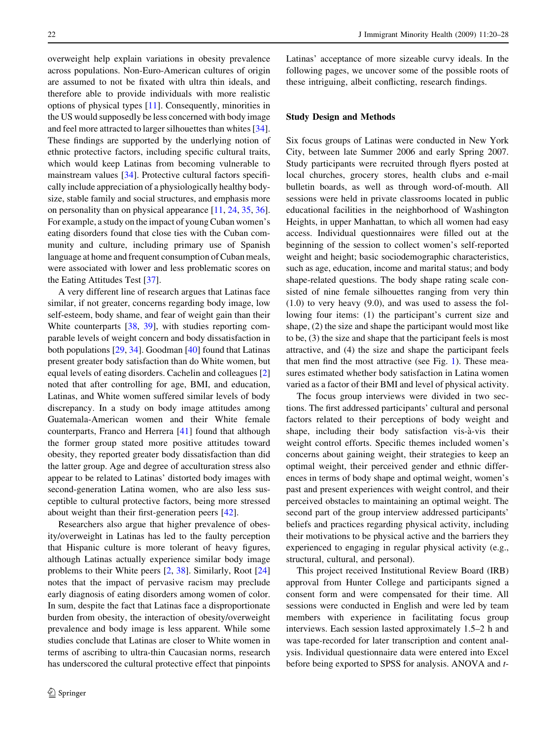overweight help explain variations in obesity prevalence across populations. Non-Euro-American cultures of origin are assumed to not be fixated with ultra thin ideals, and therefore able to provide individuals with more realistic options of physical types [11]. Consequently, minorities in the US would supposedly be less concerned with body image and feel more attracted to larger silhouettes than whites [34]. These findings are supported by the underlying notion of ethnic protective factors, including specific cultural traits, which would keep Latinas from becoming vulnerable to mainstream values [34]. Protective cultural factors specifically include appreciation of a physiologically healthy body-size, stable family and social structures, and emphasis more on personality than on physical appearance [11, 24, 35, 36]. For example, a study on the impact of young Cuban women's eating disorders found that close ties with the Cuban community and culture, including primary use of Spanish language at home and frequent consumption of Cuban meals, were associated with lower and less problematic scores on the Eating Attitudes Test [37].

A very different line of research argues that Latinas face similar, if not greater, concerns regarding body image, low self-esteem, body shame, and fear of weight gain than their White counterparts [38, 39], with studies reporting comparable levels of weight concern and body dissatisfaction in both populations [29, 34]. Goodman [40] found that Latinas present greater body satisfaction than do White women, but equal levels of eating disorders. Cachelin and colleagues [2] noted that after controlling for age, BMI, and education, Latinas, and White women suffered similar levels of body discrepancy. In a study on body image attitudes among Guatemala-American women and their White female counterparts, Franco and Herrera [41] found that although the former group stated more positive attitudes toward obesity, they reported greater body dissatisfaction than did the latter group. Age and degree of acculturation stress also appear to be related to Latinas' distorted body images with second-generation Latina women, who are also less susceptible to cultural protective factors, being more stressed about weight than their first-generation peers [42].

Researchers also argue that higher prevalence of obesity/overweight in Latinas has led to the faulty perception that Hispanic culture is more tolerant of heavy figures, although Latinas actually experience similar body image problems to their White peers [2, 38]. Similarly, Root [24] notes that the impact of pervasive racism may preclude early diagnosis of eating disorders among women of color. In sum, despite the fact that Latinas face a disproportionate burden from obesity, the interaction of obesity/overweight prevalence and body image is less apparent. While some studies conclude that Latinas are closer to White women in terms of ascribing to ultra-thin Caucasian norms, research has underscored the cultural protective effect that pinpoints Latinas' acceptance of more sizeable curvy ideals. In the following pages, we uncover some of the possible roots of these intriguing, albeit conflicting, research findings.

## Study Design and Methods

Six focus groups of Latinas were conducted in New York City, between late Summer 2006 and early Spring 2007. Study participants were recruited through flyers posted at local churches, grocery stores, health clubs and e-mail bulletin boards, as well as through word-of-mouth. All sessions were held in private classrooms located in public educational facilities in the neighborhood of Washington Heights, in upper Manhattan, to which all women had easy access. Individual questionnaires were filled out at the beginning of the session to collect women's self-reported weight and height; basic sociodemographic characteristics, such as age, education, income and marital status; and body shape-related questions. The body shape rating scale consisted of nine female silhouettes ranging from very thin (1.0) to very heavy (9.0), and was used to assess the following four items: (1) the participant's current size and shape, (2) the size and shape the participant would most like to be, (3) the size and shape that the participant feels is most attractive, and (4) the size and shape the participant feels that men find the most attractive (see Fig. 1). These measures estimated whether body satisfaction in Latina women varied as a factor of their BMI and level of physical activity.

The focus group interviews were divided in two sections. The first addressed participants' cultural and personal factors related to their perceptions of body weight and shape, including their body satisfaction vis-à-vis their weight control efforts. Specific themes included women's concerns about gaining weight, their strategies to keep an optimal weight, their perceived gender and ethnic differences in terms of body shape and optimal weight, women's past and present experiences with weight control, and their perceived obstacles to maintaining an optimal weight. The second part of the group interview addressed participants' beliefs and practices regarding physical activity, including their motivations to be physical active and the barriers they experienced to engaging in regular physical activity (e.g., structural, cultural, and personal).

This project received Institutional Review Board (IRB) approval from Hunter College and participants signed a consent form and were compensated for their time. All sessions were conducted in English and were led by team members with experience in facilitating focus group interviews. Each session lasted approximately 1.5–2 h and was tape-recorded for later transcription and content analysis. Individual questionnaire data were entered into Excel before being exported to SPSS for analysis. ANOVA and *t*-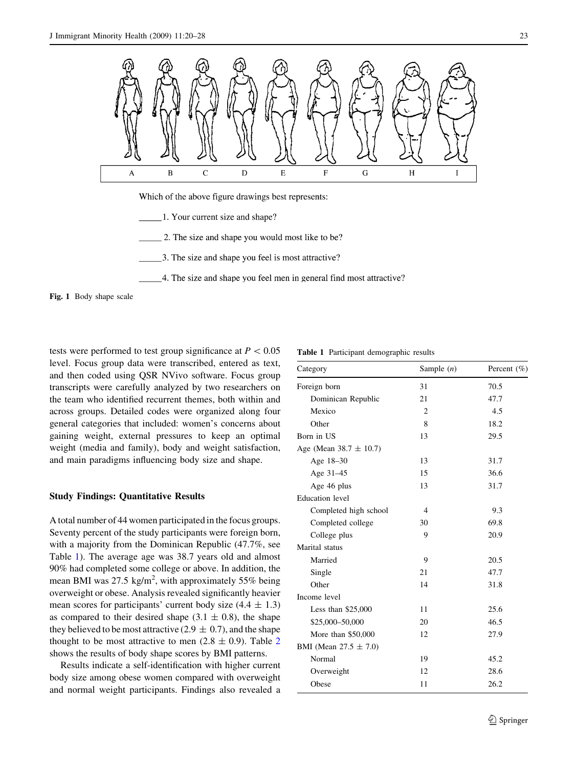A B C D E F G H I

Which of the above figure drawings best represents:

_____1. Your current size and shape?

_____ 2. The size and shape you would most like to be?

_____3. The size and shape you feel is most attractive?

_____4. The size and shape you feel men in general find most attractive?

**Fig. 1** Body shape scale

tests were performed to test group significance at $P < 0.05$ level. Focus group data were transcribed, entered as text, and then coded using QSR NVivo software. Focus group transcripts were carefully analyzed by two researchers on the team who identified recurrent themes, both within and across groups. Detailed codes were organized along four general categories that included: women's concerns about gaining weight, external pressures to keep an optimal weight (media and family), body and weight satisfaction, and main paradigms influencing body size and shape.

### Study Findings: Quantitative Results

A total number of 44 women participated in the focus groups. Seventy percent of the study participants were foreign born, with a majority from the Dominican Republic (47.7%, see Table 1). The average age was 38.7 years old and almost 90% had completed some college or above. In addition, the mean BMI was 27.5 kg/m$^2$, with approximately 55% being overweight or obese. Analysis revealed significantly heavier mean scores for participants' current body size ($4.4 \pm 1.3$) as compared to their desired shape ($3.1 \pm 0.8$), the shape they believed to be most attractive ($2.9 \pm 0.7$), and the shape thought to be most attractive to men ($2.8 \pm 0.9$). Table 2 shows the results of body shape scores by BMI patterns.

Results indicate a self-identification with higher current body size among obese women compared with overweight and normal weight participants. Findings also revealed a

**Table 1** Participant demographic results

| Category | Sample (*n*) | Percent (%) |
|---|---|---|
| Foreign born | 31 | 70.5 |
| Dominican Republic | 21 | 47.7 |
| Mexico | 2 | 4.5 |
| Other | 8 | 18.2 |
| Born in US | 13 | 29.5 |
| Age (Mean $38.7 \pm 10.7$) | | |
| Age 18–30 | 13 | 31.7 |
| Age 31–45 | 15 | 36.6 |
| Age 46 plus | 13 | 31.7 |
| Education level | | |
| Completed high school | 4 | 9.3 |
| Completed college | 30 | 69.8 |
| College plus | 9 | 20.9 |
| Marital status | | |
| Married | 9 | 20.5 |
| Single | 21 | 47.7 |
| Other | 14 | 31.8 |
| Income level | | |
| Less than $25,000 | 11 | 25.6 |
| $25,000–50,000 | 20 | 46.5 |
| More than $50,000 | 12 | 27.9 |
| BMI (Mean $27.5 \pm 7.0$) | | |
| Normal | 19 | 45.2 |
| Overweight | 12 | 28.6 |
| Obese | 11 | 26.2 |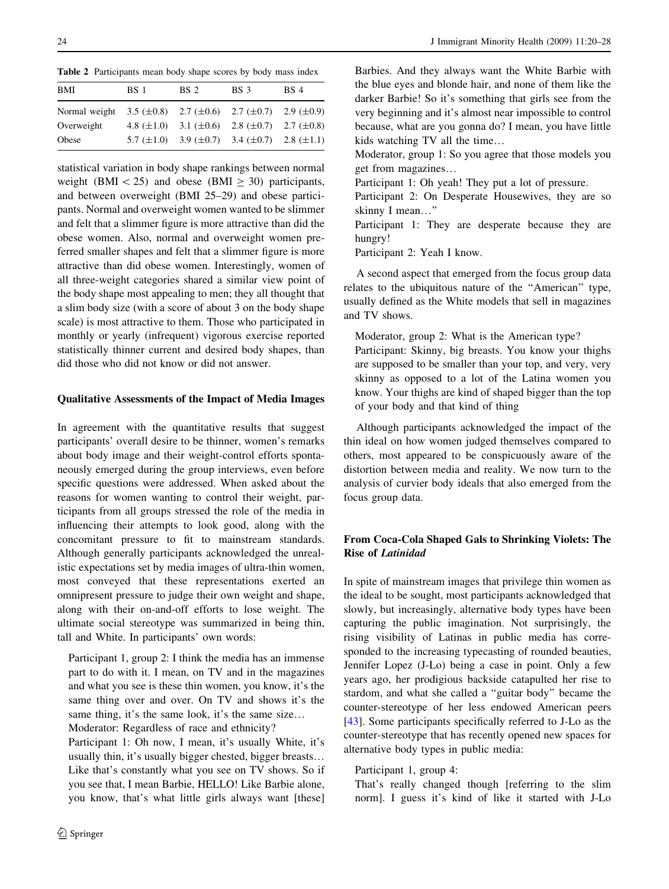**Table 2** Participants mean body shape scores by body mass index

| BMI | BS 1 | BS 2 | BS 3 | BS 4 |
|---|---|---|---|---|
| Normal weight | 3.5 (±0.8) | 2.7 (±0.6) | 2.7 (±0.7) | 2.9 (±0.9) |
| Overweight | 4.8 (±1.0) | 3.1 (±0.6) | 2.8 (±0.7) | 2.7 (±0.8) |
| Obese | 5.7 (±1.0) | 3.9 (±0.7) | 3.4 (±0.7) | 2.8 (±1.1) |

statistical variation in body shape rankings between normal weight (BMI $< 25$) and obese (BMI $\geq 30$) participants, and between overweight (BMI 25–29) and obese participants. Normal and overweight women wanted to be slimmer and felt that a slimmer figure is more attractive than did the obese women. Also, normal and overweight women preferred smaller shapes and felt that a slimmer figure is more attractive than did obese women. Interestingly, women of all three-weight categories shared a similar view point of the body shape most appealing to men; they all thought that a slim body size (with a score of about 3 on the body shape scale) is most attractive to them. Those who participated in monthly or yearly (infrequent) vigorous exercise reported statistically thinner current and desired body shapes, than did those who did not know or did not answer.

### Qualitative Assessments of the Impact of Media Images

In agreement with the quantitative results that suggest participants' overall desire to be thinner, women's remarks about body image and their weight-control efforts spontaneously emerged during the group interviews, even before specific questions were addressed. When asked about the reasons for women wanting to control their weight, participants from all groups stressed the role of the media in influencing their attempts to look good, along with the concomitant pressure to fit to mainstream standards. Although generally participants acknowledged the unrealistic expectations set by media images of ultra-thin women, most conveyed that these representations exerted an omnipresent pressure to judge their own weight and shape, along with their on-and-off efforts to lose weight. The ultimate social stereotype was summarized in being thin, tall and White. In participants' own words:

> Participant 1, group 2: I think the media has an immense part to do with it. I mean, on TV and in the magazines and what you see is these thin women, you know, it's the same thing over and over. On TV and shows it's the same thing, it's the same look, it's the same size…
>
> Moderator: Regardless of race and ethnicity?
>
> Participant 1: Oh now, I mean, it's usually White, it's usually thin, it's usually bigger chested, bigger breasts… Like that's constantly what you see on TV shows. So if you see that, I mean Barbie, HELLO! Like Barbie alone, you know, that's what little girls always want [these] Barbies. And they always want the White Barbie with the blue eyes and blonde hair, and none of them like the darker Barbie! So it's something that girls see from the very beginning and it's almost near impossible to control because, what are you gonna do? I mean, you have little kids watching TV all the time…
>
> Moderator, group 1: So you agree that those models you get from magazines…
>
> Participant 1: Oh yeah! They put a lot of pressure.
>
> Participant 2: On Desperate Housewives, they are so skinny I mean…"
>
> Participant 1: They are desperate because they are hungry!
>
> Participant 2: Yeah I know.

A second aspect that emerged from the focus group data relates to the ubiquitous nature of the "American" type, usually defined as the White models that sell in magazines and TV shows.

> Moderator, group 2: What is the American type?
>
> Participant: Skinny, big breasts. You know your thighs are supposed to be smaller than your top, and very, very skinny as opposed to a lot of the Latina women you know. Your thighs are kind of shaped bigger than the top of your body and that kind of thing

Although participants acknowledged the impact of the thin ideal on how women judged themselves compared to others, most appeared to be conspicuously aware of the distortion between media and reality. We now turn to the analysis of curvier body ideals that also emerged from the focus group data.

## From Coca-Cola Shaped Gals to Shrinking Violets: The Rise of *Latinidad*

In spite of mainstream images that privilege thin women as the ideal to be sought, most participants acknowledged that slowly, but increasingly, alternative body types have been capturing the public imagination. Not surprisingly, the rising visibility of Latinas in public media has corresponded to the increasing typecasting of rounded beauties, Jennifer Lopez (J-Lo) being a case in point. Only a few years ago, her prodigious backside catapulted her rise to stardom, and what she called a "guitar body" became the counter-stereotype of her less endowed American peers [43]. Some participants specifically referred to J-Lo as the counter-stereotype that has recently opened new spaces for alternative body types in public media:

> Participant 1, group 4:
>
> That's really changed though [referring to the slim norm]. I guess it's kind of like it started with J-Lo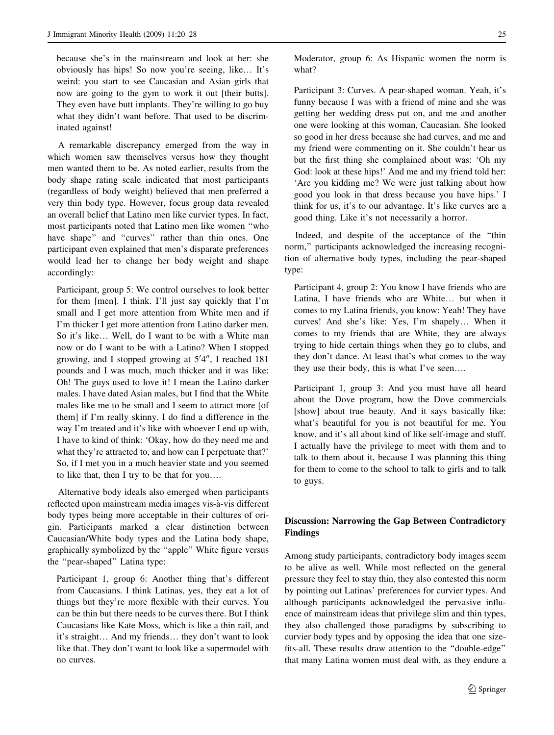because she's in the mainstream and look at her: she obviously has hips! So now you're seeing, like… It's weird: you start to see Caucasian and Asian girls that now are going to the gym to work it out [their butts]. They even have butt implants. They're willing to go buy what they didn't want before. That used to be discriminated against!

A remarkable discrepancy emerged from the way in which women saw themselves versus how they thought men wanted them to be. As noted earlier, results from the body shape rating scale indicated that most participants (regardless of body weight) believed that men preferred a very thin body type. However, focus group data revealed an overall belief that Latino men like curvier types. In fact, most participants noted that Latino men like women "who have shape" and "curves" rather than thin ones. One participant even explained that men's disparate preferences would lead her to change her body weight and shape accordingly:

> Participant, group 5: We control ourselves to look better for them [men]. I think. I'll just say quickly that I'm small and I get more attention from White men and if I'm thicker I get more attention from Latino darker men. So it's like… Well, do I want to be with a White man now or do I want to be with a Latino? When I stopped growing, and I stopped growing at 5′4″, I reached 181 pounds and I was much, much thicker and it was like: Oh! The guys used to love it! I mean the Latino darker males. I have dated Asian males, but I find that the White males like me to be small and I seem to attract more [of them] if I'm really skinny. I do find a difference in the way I'm treated and it's like with whoever I end up with, I have to kind of think: 'Okay, how do they need me and what they're attracted to, and how can I perpetuate that?' So, if I met you in a much heavier state and you seemed to like that, then I try to be that for you….

Alternative body ideals also emerged when participants reflected upon mainstream media images vis-à-vis different body types being more acceptable in their cultures of origin. Participants marked a clear distinction between Caucasian/White body types and the Latina body shape, graphically symbolized by the "apple" White figure versus the "pear-shaped" Latina type:

> Participant 1, group 6: Another thing that's different from Caucasians. I think Latinas, yes, they eat a lot of things but they're more flexible with their curves. You can be thin but there needs to be curves there. But I think Caucasians like Kate Moss, which is like a thin rail, and it's straight… And my friends… they don't want to look like that. They don't want to look like a supermodel with no curves.

> Moderator, group 6: As Hispanic women the norm is what?

> Participant 3: Curves. A pear-shaped woman. Yeah, it's funny because I was with a friend of mine and she was getting her wedding dress put on, and me and another one were looking at this woman, Caucasian. She looked so good in her dress because she had curves, and me and my friend were commenting on it. She couldn't hear us but the first thing she complained about was: 'Oh my God: look at these hips!' And me and my friend told her: 'Are you kidding me? We were just talking about how good you look in that dress because you have hips.' I think for us, it's to our advantage. It's like curves are a good thing. Like it's not necessarily a horror.

Indeed, and despite of the acceptance of the "thin norm," participants acknowledged the increasing recognition of alternative body types, including the pear-shaped type:

> Participant 4, group 2: You know I have friends who are Latina, I have friends who are White… but when it comes to my Latina friends, you know: Yeah! They have curves! And she's like: Yes, I'm shapely… When it comes to my friends that are White, they are always trying to hide certain things when they go to clubs, and they don't dance. At least that's what comes to the way they use their body, this is what I've seen….

> Participant 1, group 3: And you must have all heard about the Dove program, how the Dove commercials [show] about true beauty. And it says basically like: what's beautiful for you is not beautiful for me. You know, and it's all about kind of like self-image and stuff. I actually have the privilege to meet with them and to talk to them about it, because I was planning this thing for them to come to the school to talk to girls and to talk to guys.

## Discussion: Narrowing the Gap Between Contradictory Findings

Among study participants, contradictory body images seem to be alive as well. While most reflected on the general pressure they feel to stay thin, they also contested this norm by pointing out Latinas' preferences for curvier types. And although participants acknowledged the pervasive influence of mainstream ideas that privilege slim and thin types, they also challenged those paradigms by subscribing to curvier body types and by opposing the idea that one size-fits-all. These results draw attention to the "double-edge" that many Latina women must deal with, as they endure a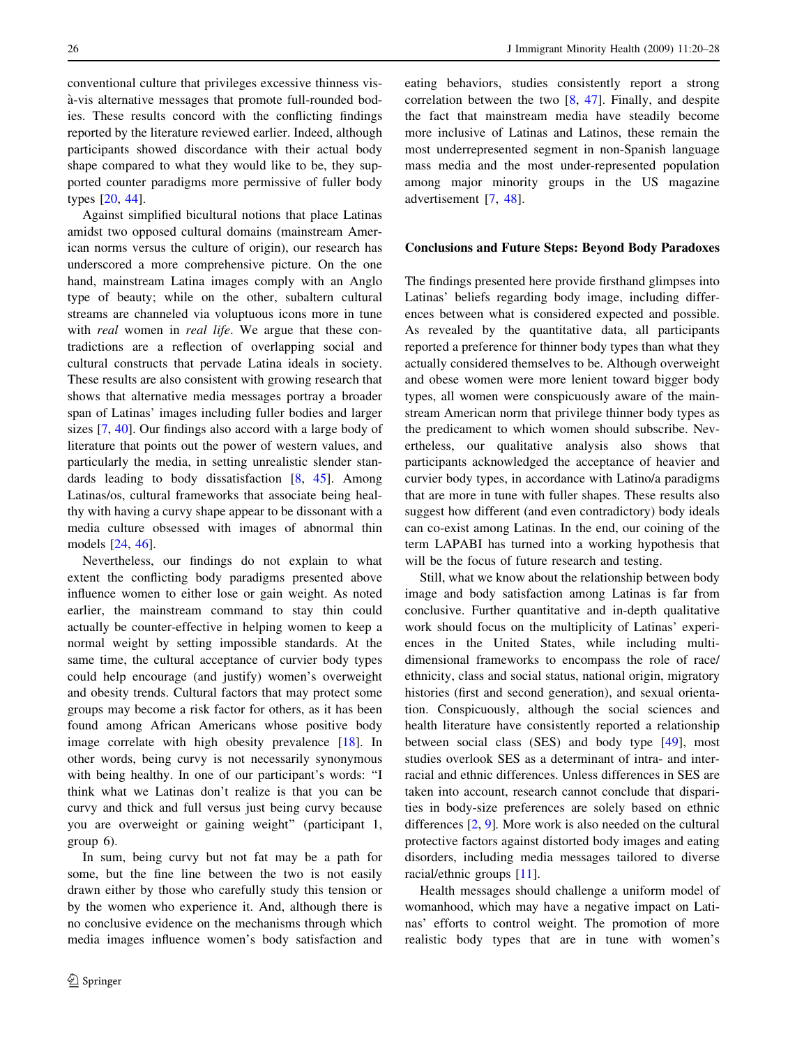conventional culture that privileges excessive thinness vis-à-vis alternative messages that promote full-rounded bodies. These results concord with the conflicting findings reported by the literature reviewed earlier. Indeed, although participants showed discordance with their actual body shape compared to what they would like to be, they supported counter paradigms more permissive of fuller body types [20, 44].

Against simplified bicultural notions that place Latinas amidst two opposed cultural domains (mainstream American norms versus the culture of origin), our research has underscored a more comprehensive picture. On the one hand, mainstream Latina images comply with an Anglo type of beauty; while on the other, subaltern cultural streams are channeled via voluptuous icons more in tune with *real* women in *real life*. We argue that these contradictions are a reflection of overlapping social and cultural constructs that pervade Latina ideals in society. These results are also consistent with growing research that shows that alternative media messages portray a broader span of Latinas' images including fuller bodies and larger sizes [7, 40]. Our findings also accord with a large body of literature that points out the power of western values, and particularly the media, in setting unrealistic slender standards leading to body dissatisfaction [8, 45]. Among Latinas/os, cultural frameworks that associate being healthy with having a curvy shape appear to be dissonant with a media culture obsessed with images of abnormal thin models [24, 46].

Nevertheless, our findings do not explain to what extent the conflicting body paradigms presented above influence women to either lose or gain weight. As noted earlier, the mainstream command to stay thin could actually be counter-effective in helping women to keep a normal weight by setting impossible standards. At the same time, the cultural acceptance of curvier body types could help encourage (and justify) women's overweight and obesity trends. Cultural factors that may protect some groups may become a risk factor for others, as it has been found among African Americans whose positive body image correlate with high obesity prevalence [18]. In other words, being curvy is not necessarily synonymous with being healthy. In one of our participant's words: "I think what we Latinas don't realize is that you can be curvy and thick and full versus just being curvy because you are overweight or gaining weight" (participant 1, group 6).

In sum, being curvy but not fat may be a path for some, but the fine line between the two is not easily drawn either by those who carefully study this tension or by the women who experience it. And, although there is no conclusive evidence on the mechanisms through which media images influence women's body satisfaction and eating behaviors, studies consistently report a strong correlation between the two [8, 47]. Finally, and despite the fact that mainstream media have steadily become more inclusive of Latinas and Latinos, these remain the most underrepresented segment in non-Spanish language mass media and the most under-represented population among major minority groups in the US magazine advertisement [7, 48].

## Conclusions and Future Steps: Beyond Body Paradoxes

The findings presented here provide firsthand glimpses into Latinas' beliefs regarding body image, including differences between what is considered expected and possible. As revealed by the quantitative data, all participants reported a preference for thinner body types than what they actually considered themselves to be. Although overweight and obese women were more lenient toward bigger body types, all women were conspicuously aware of the mainstream American norm that privilege thinner body types as the predicament to which women should subscribe. Nevertheless, our qualitative analysis also shows that participants acknowledged the acceptance of heavier and curvier body types, in accordance with Latino/a paradigms that are more in tune with fuller shapes. These results also suggest how different (and even contradictory) body ideals can co-exist among Latinas. In the end, our coining of the term LAPABI has turned into a working hypothesis that will be the focus of future research and testing.

Still, what we know about the relationship between body image and body satisfaction among Latinas is far from conclusive. Further quantitative and in-depth qualitative work should focus on the multiplicity of Latinas' experiences in the United States, while including multi-dimensional frameworks to encompass the role of race/ethnicity, class and social status, national origin, migratory histories (first and second generation), and sexual orientation. Conspicuously, although the social sciences and health literature have consistently reported a relationship between social class (SES) and body type [49], most studies overlook SES as a determinant of intra- and inter-racial and ethnic differences. Unless differences in SES are taken into account, research cannot conclude that disparities in body-size preferences are solely based on ethnic differences [2, 9]. More work is also needed on the cultural protective factors against distorted body images and eating disorders, including media messages tailored to diverse racial/ethnic groups [11].

Health messages should challenge a uniform model of womanhood, which may have a negative impact on Latinas' efforts to control weight. The promotion of more realistic body types that are in tune with women's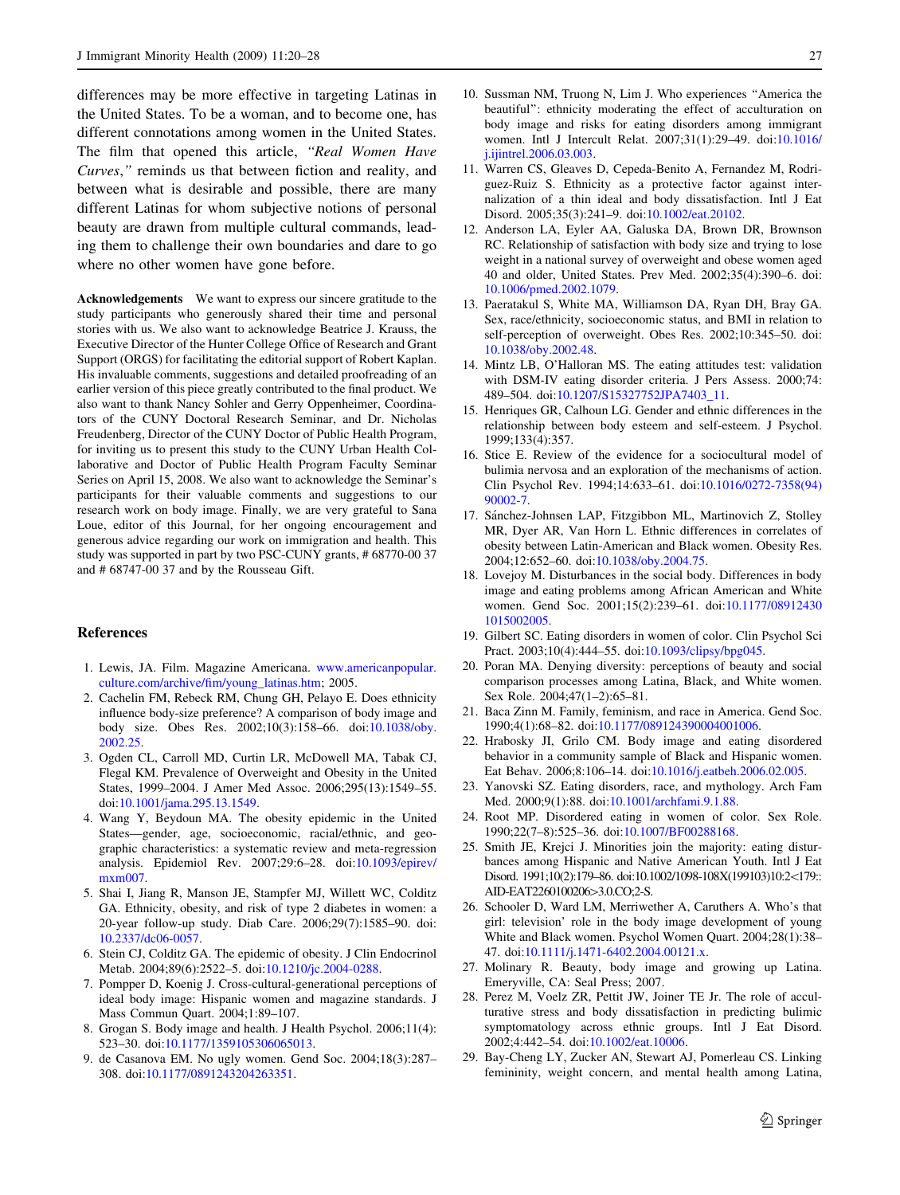differences may be more effective in targeting Latinas in the United States. To be a woman, and to become one, has different connotations among women in the United States. The film that opened this article, *"Real Women Have Curves,"* reminds us that between fiction and reality, and between what is desirable and possible, there are many different Latinas for whom subjective notions of personal beauty are drawn from multiple cultural commands, leading them to challenge their own boundaries and dare to go where no other women have gone before.

**Acknowledgements** We want to express our sincere gratitude to the study participants who generously shared their time and personal stories with us. We also want to acknowledge Beatrice J. Krauss, the Executive Director of the Hunter College Office of Research and Grant Support (ORGS) for facilitating the editorial support of Robert Kaplan. His invaluable comments, suggestions and detailed proofreading of an earlier version of this piece greatly contributed to the final product. We also want to thank Nancy Sohler and Gerry Oppenheimer, Coordinators of the CUNY Doctoral Research Seminar, and Dr. Nicholas Freudenberg, Director of the CUNY Doctor of Public Health Program, for inviting us to present this study to the CUNY Urban Health Collaborative and Doctor of Public Health Program Faculty Seminar Series on April 15, 2008. We also want to acknowledge the Seminar's participants for their valuable comments and suggestions to our research work on body image. Finally, we are very grateful to Sana Loue, editor of this Journal, for her ongoing encouragement and generous advice regarding our work on immigration and health. This study was supported in part by two PSC-CUNY grants, # 68770-00 37 and # 68747-00 37 and by the Rousseau Gift.

## References

1. Lewis, JA. Film. Magazine Americana. www.americanpopular.culture.com/archive/fim/young_latinas.htm; 2005.
2. Cachelin FM, Rebeck RM, Chung GH, Pelayo E. Does ethnicity influence body-size preference? A comparison of body image and body size. Obes Res. 2002;10(3):158–66. doi:10.1038/oby.2002.25.
3. Ogden CL, Carroll MD, Curtin LR, McDowell MA, Tabak CJ, Flegal KM. Prevalence of Overweight and Obesity in the United States, 1999–2004. J Amer Med Assoc. 2006;295(13):1549–55. doi:10.1001/jama.295.13.1549.
4. Wang Y, Beydoun MA. The obesity epidemic in the United States—gender, age, socioeconomic, racial/ethnic, and geographic characteristics: a systematic review and meta-regression analysis. Epidemiol Rev. 2007;29:6–28. doi:10.1093/epirev/mxm007.
5. Shai I, Jiang R, Manson JE, Stampfer MJ, Willett WC, Colditz GA. Ethnicity, obesity, and risk of type 2 diabetes in women: a 20-year follow-up study. Diab Care. 2006;29(7):1585–90. doi:10.2337/dc06-0057.
6. Stein CJ, Colditz GA. The epidemic of obesity. J Clin Endocrinol Metab. 2004;89(6):2522–5. doi:10.1210/jc.2004-0288.
7. Pompper D, Koenig J. Cross-cultural-generational perceptions of ideal body image: Hispanic women and magazine standards. J Mass Commun Quart. 2004;1:89–107.
8. Grogan S. Body image and health. J Health Psychol. 2006;11(4):523–30. doi:10.1177/1359105306065013.
9. de Casanova EM. No ugly women. Gend Soc. 2004;18(3):287–308. doi:10.1177/0891243204263351.
10. Sussman NM, Truong N, Lim J. Who experiences "America the beautiful": ethnicity moderating the effect of acculturation on body image and risks for eating disorders among immigrant women. Intl J Intercult Relat. 2007;31(1):29–49. doi:10.1016/j.ijintrel.2006.03.003.
11. Warren CS, Gleaves D, Cepeda-Benito A, Fernandez M, Rodriguez-Ruiz S. Ethnicity as a protective factor against internalization of a thin ideal and body dissatisfaction. Intl J Eat Disord. 2005;35(3):241–9. doi:10.1002/eat.20102.
12. Anderson LA, Eyler AA, Galuska DA, Brown DR, Brownson RC. Relationship of satisfaction with body size and trying to lose weight in a national survey of overweight and obese women aged 40 and older, United States. Prev Med. 2002;35(4):390–6. doi:10.1006/pmed.2002.1079.
13. Paeratakul S, White MA, Williamson DA, Ryan DH, Bray GA. Sex, race/ethnicity, socioeconomic status, and BMI in relation to self-perception of overweight. Obes Res. 2002;10:345–50. doi:10.1038/oby.2002.48.
14. Mintz LB, O'Halloran MS. The eating attitudes test: validation with DSM-IV eating disorder criteria. J Pers Assess. 2000;74:489–504. doi:10.1207/S15327752JPA7403_11.
15. Henriques GR, Calhoun LG. Gender and ethnic differences in the relationship between body esteem and self-esteem. J Psychol. 1999;133(4):357.
16. Stice E. Review of the evidence for a sociocultural model of bulimia nervosa and an exploration of the mechanisms of action. Clin Psychol Rev. 1994;14:633–61. doi:10.1016/0272-7358(94)90002-7.
17. Sánchez-Johnsen LAP, Fitzgibbon ML, Martinovich Z, Stolley MR, Dyer AR, Van Horn L. Ethnic differences in correlates of obesity between Latin-American and Black women. Obesity Res. 2004;12:652–60. doi:10.1038/oby.2004.75.
18. Lovejoy M. Disturbances in the social body. Differences in body image and eating problems among African American and White women. Gend Soc. 2001;15(2):239–61. doi:10.1177/089124301015002005.
19. Gilbert SC. Eating disorders in women of color. Clin Psychol Sci Pract. 2003;10(4):444–55. doi:10.1093/clipsy/bpg045.
20. Poran MA. Denying diversity: perceptions of beauty and social comparison processes among Latina, Black, and White women. Sex Role. 2004;47(1–2):65–81.
21. Baca Zinn M. Family, feminism, and race in America. Gend Soc. 1990;4(1):68–82. doi:10.1177/089124390004001006.
22. Hrabosky JI, Grilo CM. Body image and eating disordered behavior in a community sample of Black and Hispanic women. Eat Behav. 2006;8:106–14. doi:10.1016/j.eatbeh.2006.02.005.
23. Yanovski SZ. Eating disorders, race, and mythology. Arch Fam Med. 2000;9(1):88. doi:10.1001/archfami.9.1.88.
24. Root MP. Disordered eating in women of color. Sex Role. 1990;22(7–8):525–36. doi:10.1007/BF00288168.
25. Smith JE, Krejci J. Minorities join the majority: eating disturbances among Hispanic and Native American Youth. Intl J Eat Disord. 1991;10(2):179–86. doi:10.1002/1098-108X(199103)10:2<179::AID-EAT2260100206>3.0.CO;2-S.
26. Schooler D, Ward LM, Merriwether A, Caruthers A. Who's that girl: television' role in the body image development of young White and Black women. Psychol Women Quart. 2004;28(1):38–47. doi:10.1111/j.1471-6402.2004.00121.x.
27. Molinary R. Beauty, body image and growing up Latina. Emeryville, CA: Seal Press; 2007.
28. Perez M, Voelz ZR, Pettit JW, Joiner TE Jr. The role of acculturative stress and body dissatisfaction in predicting bulimic symptomatology across ethnic groups. Intl J Eat Disord. 2002;4:442–54. doi:10.1002/eat.10006.
29. Bay-Cheng LY, Zucker AN, Stewart AJ, Pomerleau CS. Linking femininity, weight concern, and mental health among Latina,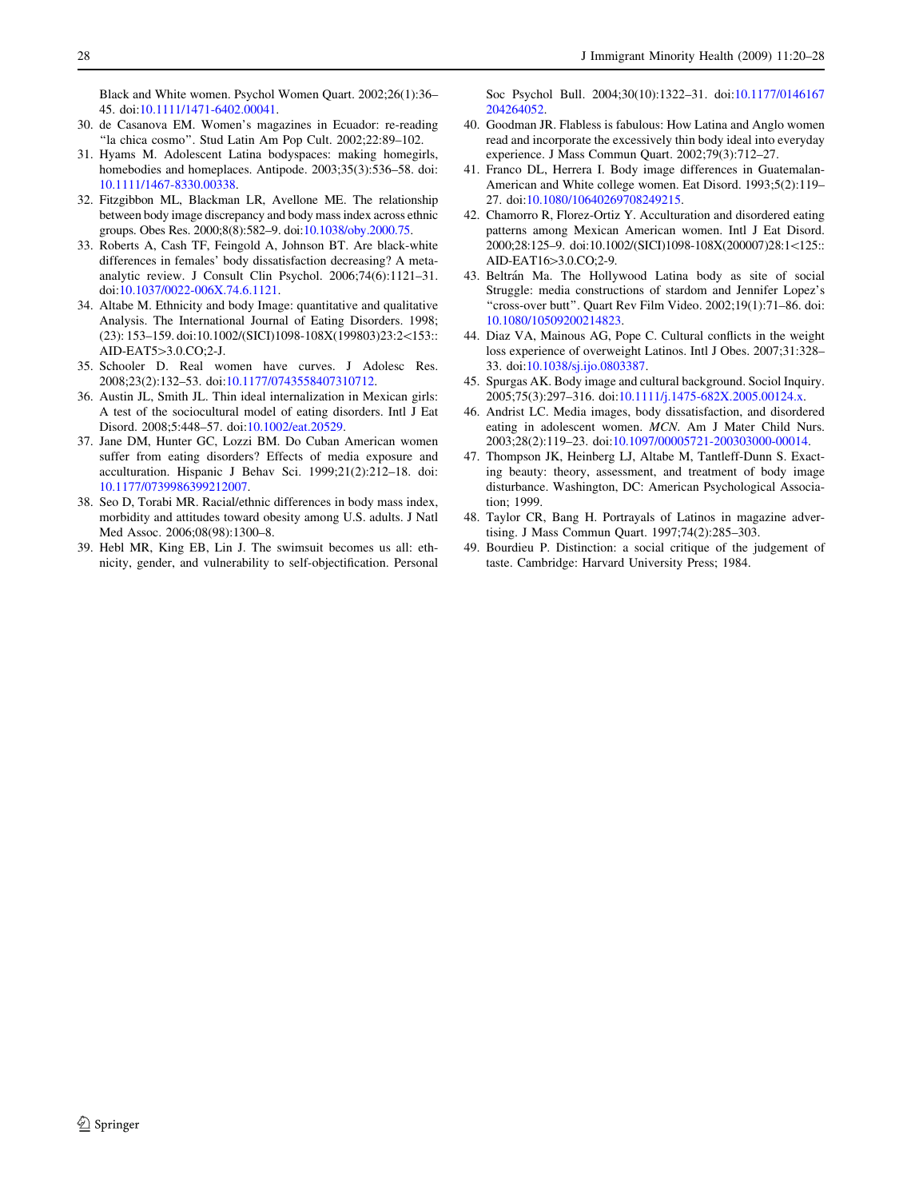Black and White women. Psychol Women Quart. 2002;26(1):36–45. doi:10.1111/1471-6402.00041.

30. de Casanova EM. Women's magazines in Ecuador: re-reading "la chica cosmo". Stud Latin Am Pop Cult. 2002;22:89–102.
31. Hyams M. Adolescent Latina bodyspaces: making homegirls, homebodies and homeplaces. Antipode. 2003;35(3):536–58. doi:10.1111/1467-8330.00338.
32. Fitzgibbon ML, Blackman LR, Avellone ME. The relationship between body image discrepancy and body mass index across ethnic groups. Obes Res. 2000;8(8):582–9. doi:10.1038/oby.2000.75.
33. Roberts A, Cash TF, Feingold A, Johnson BT. Are black-white differences in females' body dissatisfaction decreasing? A meta-analytic review. J Consult Clin Psychol. 2006;74(6):1121–31. doi:10.1037/0022-006X.74.6.1121.
34. Altabe M. Ethnicity and body Image: quantitative and qualitative Analysis. The International Journal of Eating Disorders. 1998;(23): 153–159. doi:10.1002/(SICI)1098-108X(199803)23:2<153::AID-EAT5>3.0.CO;2-J.
35. Schooler D. Real women have curves. J Adolesc Res. 2008;23(2):132–53. doi:10.1177/0743558407310712.
36. Austin JL, Smith JL. Thin ideal internalization in Mexican girls: A test of the sociocultural model of eating disorders. Intl J Eat Disord. 2008;5:448–57. doi:10.1002/eat.20529.
37. Jane DM, Hunter GC, Lozzi BM. Do Cuban American women suffer from eating disorders? Effects of media exposure and acculturation. Hispanic J Behav Sci. 1999;21(2):212–18. doi:10.1177/0739986399212007.
38. Seo D, Torabi MR. Racial/ethnic differences in body mass index, morbidity and attitudes toward obesity among U.S. adults. J Natl Med Assoc. 2006;08(98):1300–8.
39. Hebl MR, King EB, Lin J. The swimsuit becomes us all: ethnicity, gender, and vulnerability to self-objectification. Personal Soc Psychol Bull. 2004;30(10):1322–31. doi:10.1177/0146167204264052.
40. Goodman JR. Flabless is fabulous: How Latina and Anglo women read and incorporate the excessively thin body ideal into everyday experience. J Mass Commun Quart. 2002;79(3):712–27.
41. Franco DL, Herrera I. Body image differences in Guatemalan-American and White college women. Eat Disord. 1993;5(2):119–27. doi:10.1080/10640269708249215.
42. Chamorro R, Florez-Ortiz Y. Acculturation and disordered eating patterns among Mexican American women. Intl J Eat Disord. 2000;28:125–9. doi:10.1002/(SICI)1098-108X(200007)28:1<125::AID-EAT16>3.0.CO;2-9.
43. Beltrán Ma. The Hollywood Latina body as site of social Struggle: media constructions of stardom and Jennifer Lopez's "cross-over butt". Quart Rev Film Video. 2002;19(1):71–86. doi:10.1080/10509200214823.
44. Diaz VA, Mainous AG, Pope C. Cultural conflicts in the weight loss experience of overweight Latinos. Intl J Obes. 2007;31:328–33. doi:10.1038/sj.ijo.0803387.
45. Spurgas AK. Body image and cultural background. Sociol Inquiry. 2005;75(3):297–316. doi:10.1111/j.1475-682X.2005.00124.x.
46. Andrist LC. Media images, body dissatisfaction, and disordered eating in adolescent women. *MCN*. Am J Mater Child Nurs. 2003;28(2):119–23. doi:10.1097/00005721-200303000-00014.
47. Thompson JK, Heinberg LJ, Altabe M, Tantleff-Dunn S. Exacting beauty: theory, assessment, and treatment of body image disturbance. Washington, DC: American Psychological Association; 1999.
48. Taylor CR, Bang H. Portrayals of Latinos in magazine advertising. J Mass Commun Quart. 1997;74(2):285–303.
49. Bourdieu P. Distinction: a social critique of the judgement of taste. Cambridge: Harvard University Press; 1984.